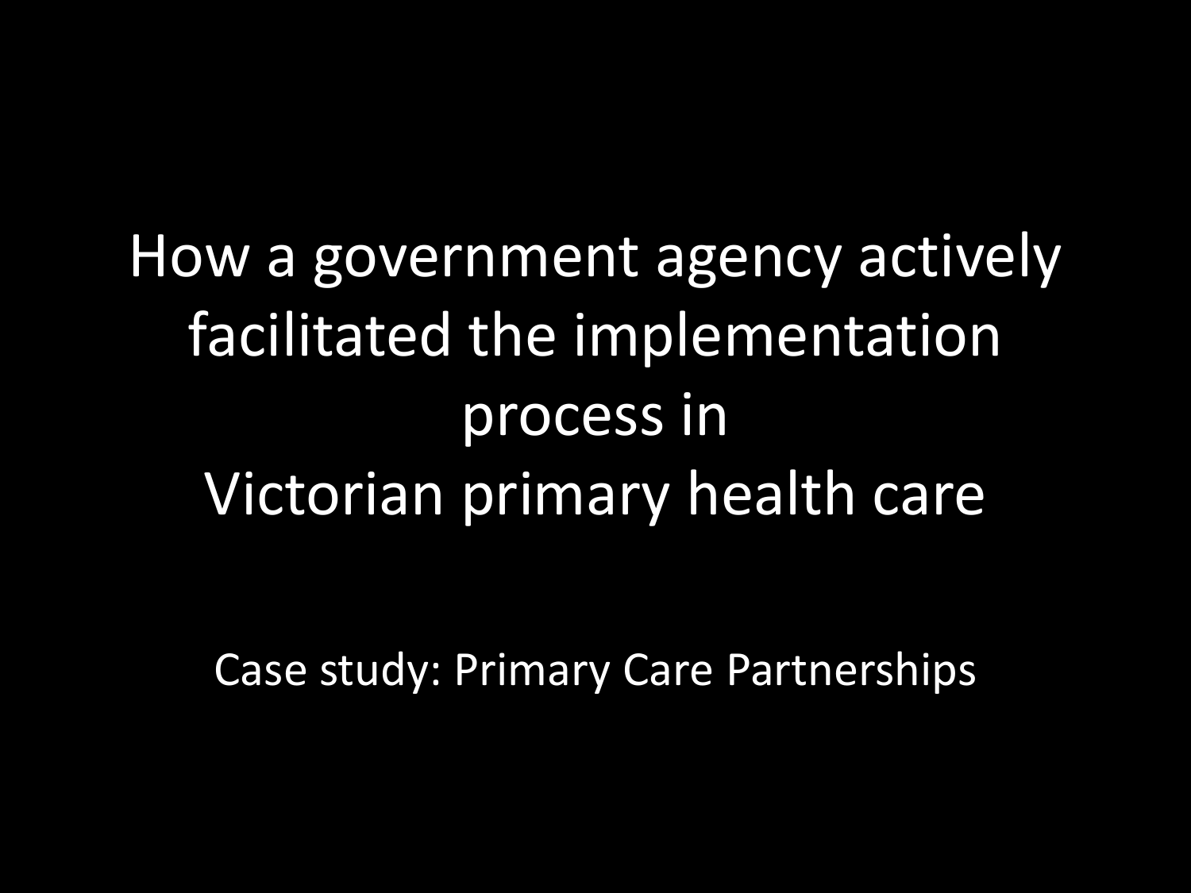# How a government agency actively facilitated the implementation process in Victorian primary health care

Case study: Primary Care Partnerships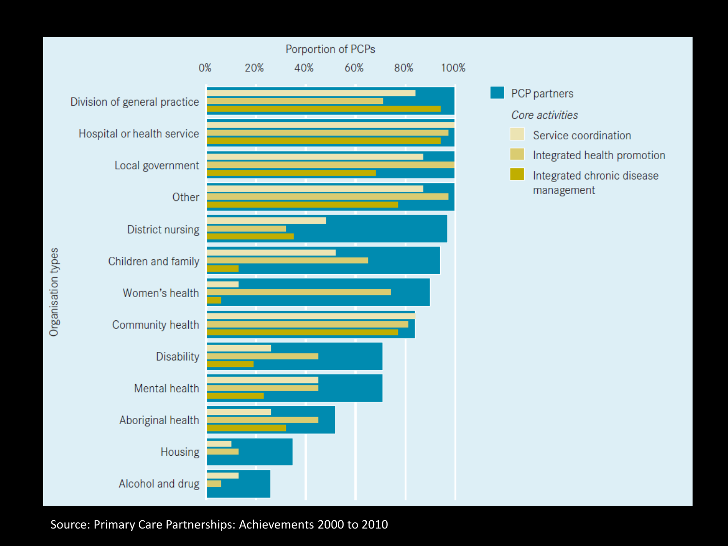Porportion of PCPs

0% 20% 40% 60% 80% 100%

Organisation types

- Division of general practice
- Hospital or health service
- Local government
- Other
- District nursing
- Children and family
- Women's health
- Community health
- Disability
- Mental health
- Aboriginal health
- Housing
- Alcohol and drug

PCP partners

*Core activities*

- Service coordination
- Integrated health promotion
- Integrated chronic disease management

Source: Primary Care Partnerships: Achievements 2000 to 2010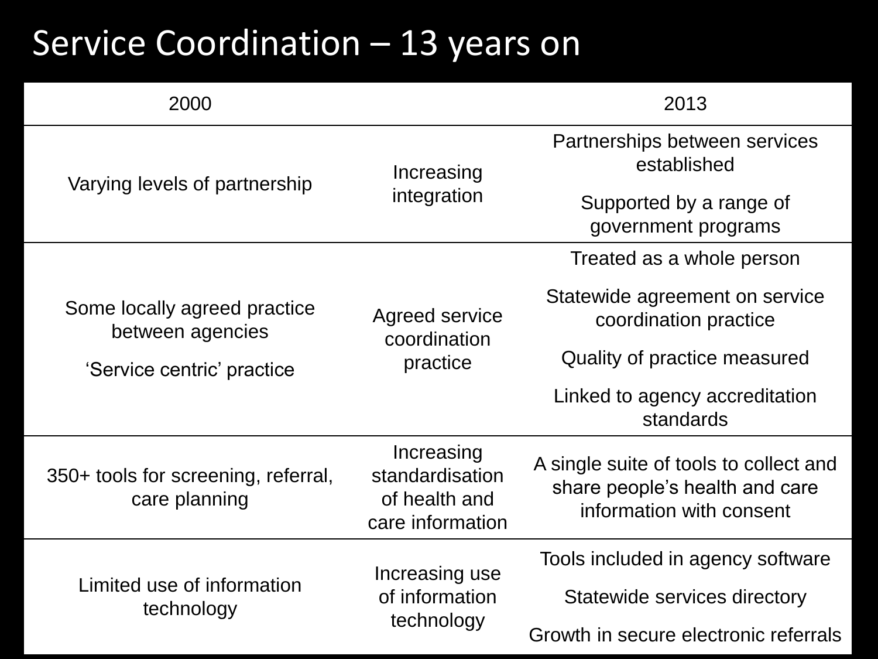# Service Coordination – 13 years on

| 2000 | | 2013 |
|---|---|---|
| Varying levels of partnership | Increasing integration | Partnerships between services established<br><br>Supported by a range of government programs |
| Some locally agreed practice between agencies<br><br>'Service centric' practice | Agreed service coordination practice | Treated as a whole person<br><br>Statewide agreement on service coordination practice<br><br>Quality of practice measured<br><br>Linked to agency accreditation standards |
| 350+ tools for screening, referral, care planning | Increasing standardisation of health and care information | A single suite of tools to collect and share people's health and care information with consent |
| Limited use of information technology | Increasing use of information technology | Tools included in agency software<br><br>Statewide services directory<br><br>Growth in secure electronic referrals |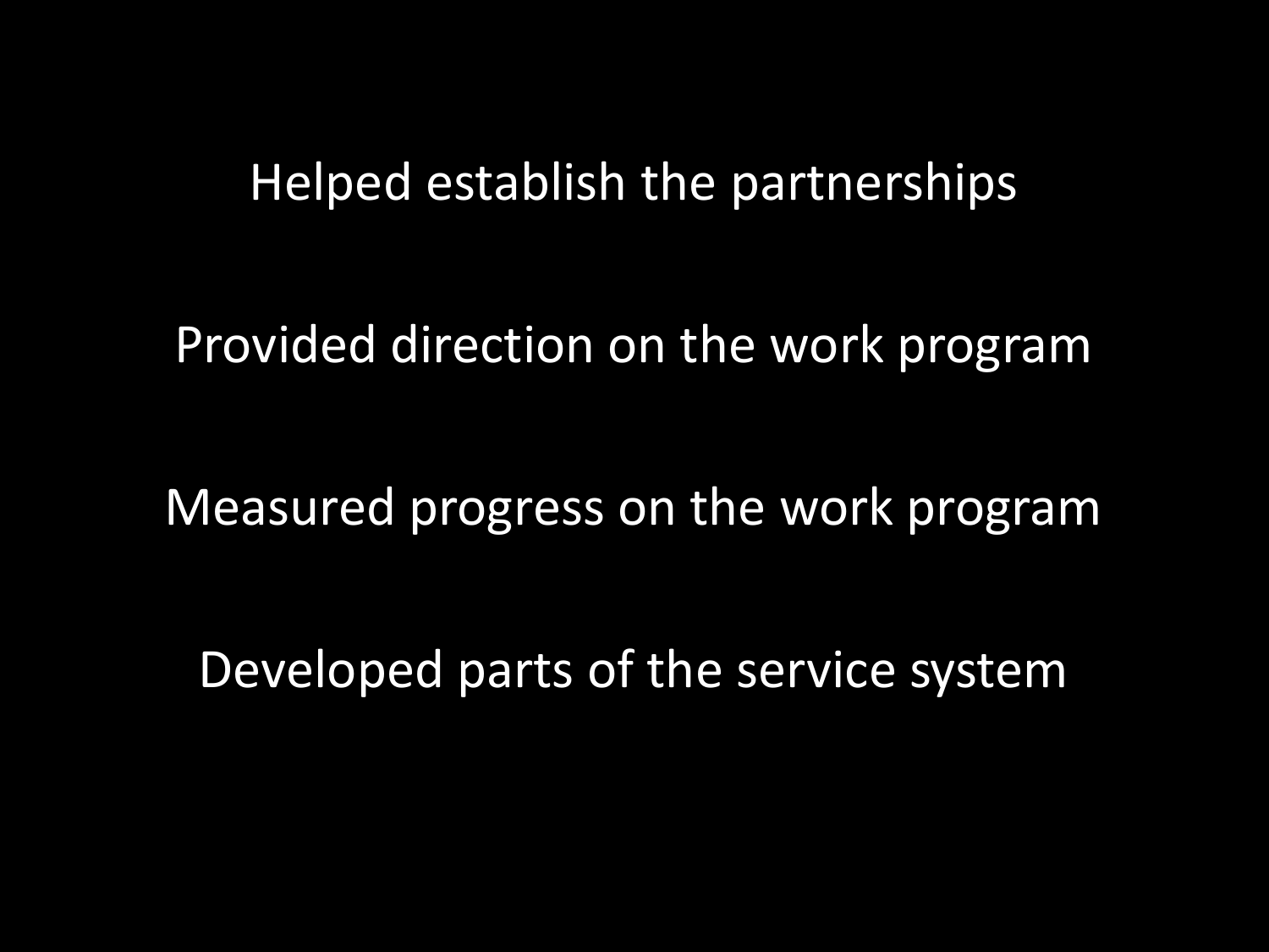Helped establish the partnerships

Provided direction on the work program

Measured progress on the work program

Developed parts of the service system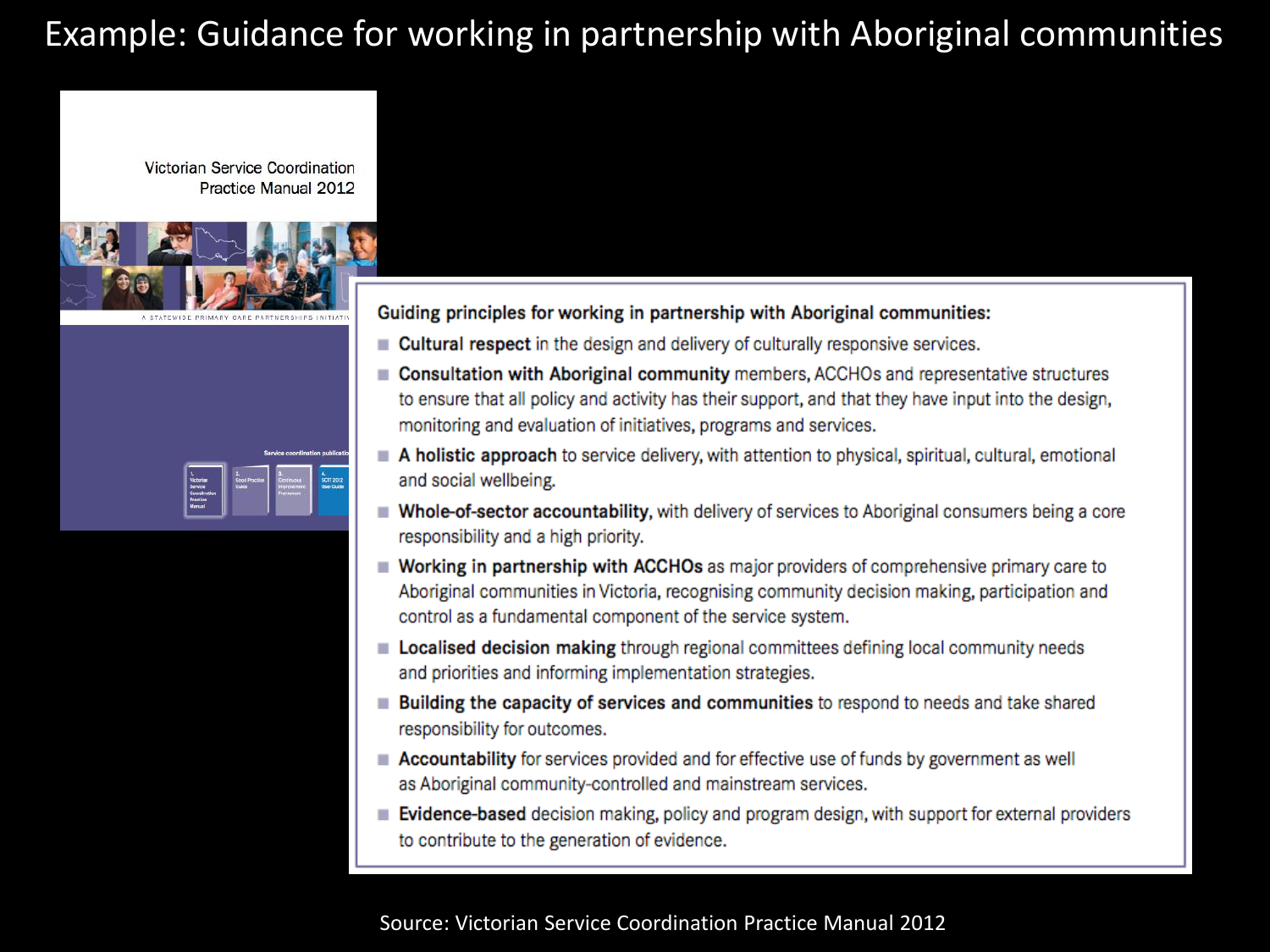# Example: Guidance for working in partnership with Aboriginal communities

Victorian Service Coordination Practice Manual 2012

**Guiding principles for working in partnership with Aboriginal communities:**

- **Cultural respect** in the design and delivery of culturally responsive services.
- **Consultation with Aboriginal community** members, ACCHOs and representative structures to ensure that all policy and activity has their support, and that they have input into the design, monitoring and evaluation of initiatives, programs and services.
- **A holistic approach** to service delivery, with attention to physical, spiritual, cultural, emotional and social wellbeing.
- **Whole-of-sector accountability,** with delivery of services to Aboriginal consumers being a core responsibility and a high priority.
- **Working in partnership with ACCHOs** as major providers of comprehensive primary care to Aboriginal communities in Victoria, recognising community decision making, participation and control as a fundamental component of the service system.
- **Localised decision making** through regional committees defining local community needs and priorities and informing implementation strategies.
- **Building the capacity of services and communities** to respond to needs and take shared responsibility for outcomes.
- **Accountability** for services provided and for effective use of funds by government as well as Aboriginal community-controlled and mainstream services.
- **Evidence-based** decision making, policy and program design, with support for external providers to contribute to the generation of evidence.

Source: Victorian Service Coordination Practice Manual 2012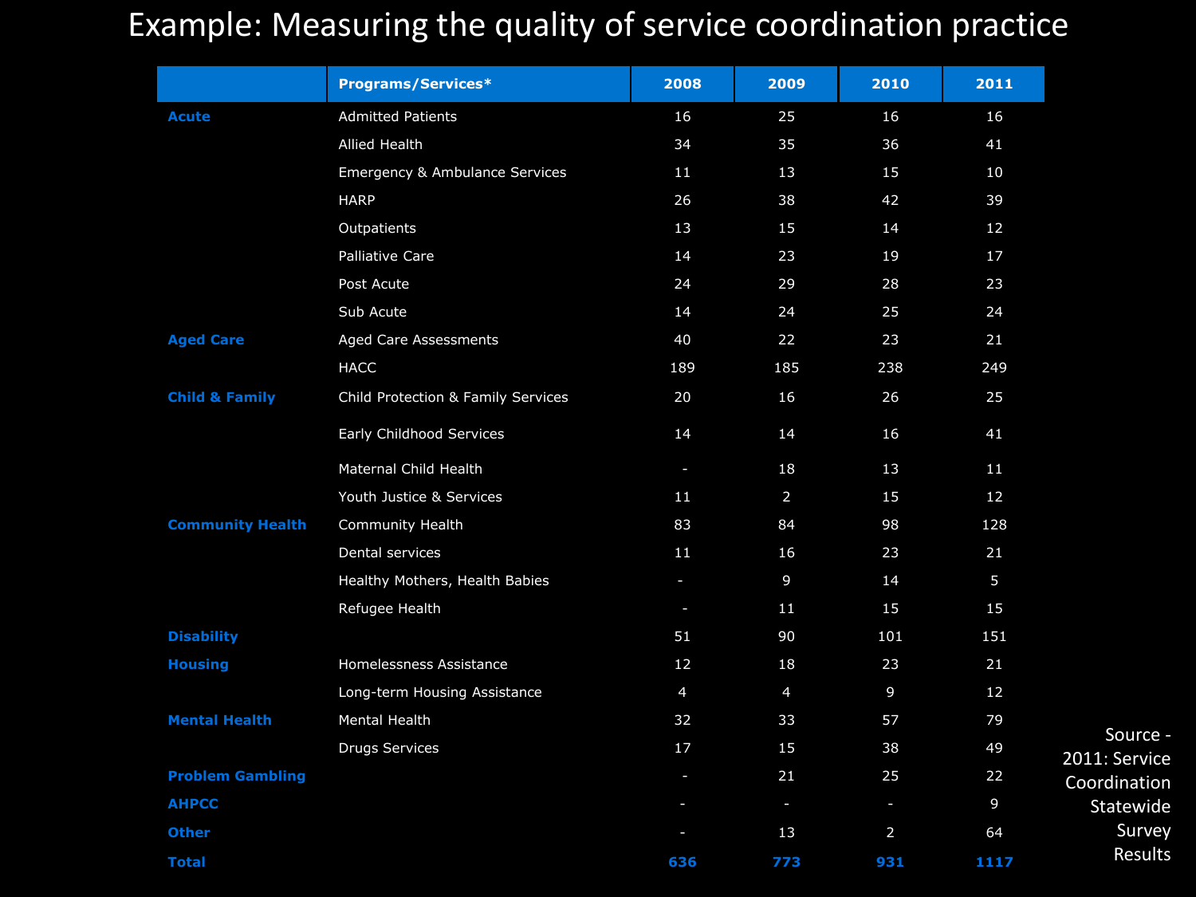# Example: Measuring the quality of service coordination practice

| | Programs/Services* | 2008 | 2009 | 2010 | 2011 |
|---|---|---|---|---|---|
| **Acute** | Admitted Patients | 16 | 25 | 16 | 16 |
| | Allied Health | 34 | 35 | 36 | 41 |
| | Emergency & Ambulance Services | 11 | 13 | 15 | 10 |
| | HARP | 26 | 38 | 42 | 39 |
| | Outpatients | 13 | 15 | 14 | 12 |
| | Palliative Care | 14 | 23 | 19 | 17 |
| | Post Acute | 24 | 29 | 28 | 23 |
| | Sub Acute | 14 | 24 | 25 | 24 |
| **Aged Care** | Aged Care Assessments | 40 | 22 | 23 | 21 |
| | HACC | 189 | 185 | 238 | 249 |
| **Child & Family** | Child Protection & Family Services | 20 | 16 | 26 | 25 |
| | Early Childhood Services | 14 | 14 | 16 | 41 |
| | Maternal Child Health | - | 18 | 13 | 11 |
| | Youth Justice & Services | 11 | 2 | 15 | 12 |
| **Community Health** | Community Health | 83 | 84 | 98 | 128 |
| | Dental services | 11 | 16 | 23 | 21 |
| | Healthy Mothers, Health Babies | - | 9 | 14 | 5 |
| | Refugee Health | - | 11 | 15 | 15 |
| **Disability** | | 51 | 90 | 101 | 151 |
| **Housing** | Homelessness Assistance | 12 | 18 | 23 | 21 |
| | Long-term Housing Assistance | 4 | 4 | 9 | 12 |
| **Mental Health** | Mental Health | 32 | 33 | 57 | 79 |
| | Drugs Services | 17 | 15 | 38 | 49 |
| **Problem Gambling** | | - | 21 | 25 | 22 |
| **AHPCC** | | - | - | - | 9 |
| **Other** | | - | 13 | 2 | 64 |
| **Total** | | **636** | **773** | **931** | **1117** |

Source - 2011: Service Coordination Statewide Survey Results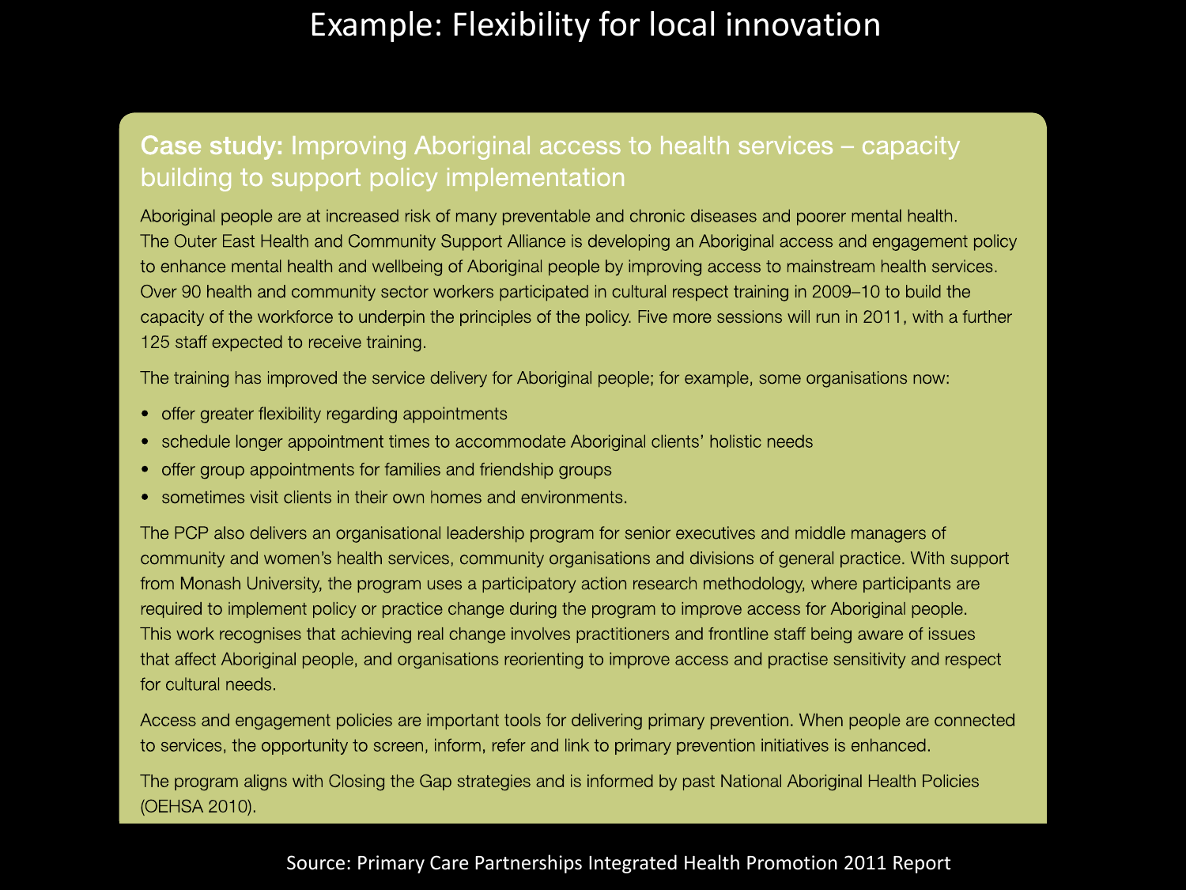# Example: Flexibility for local innovation

## Case study: Improving Aboriginal access to health services – capacity building to support policy implementation

Aboriginal people are at increased risk of many preventable and chronic diseases and poorer mental health. The Outer East Health and Community Support Alliance is developing an Aboriginal access and engagement policy to enhance mental health and wellbeing of Aboriginal people by improving access to mainstream health services. Over 90 health and community sector workers participated in cultural respect training in 2009–10 to build the capacity of the workforce to underpin the principles of the policy. Five more sessions will run in 2011, with a further 125 staff expected to receive training.

The training has improved the service delivery for Aboriginal people; for example, some organisations now:

- offer greater flexibility regarding appointments
- schedule longer appointment times to accommodate Aboriginal clients' holistic needs
- offer group appointments for families and friendship groups
- sometimes visit clients in their own homes and environments.

The PCP also delivers an organisational leadership program for senior executives and middle managers of community and women's health services, community organisations and divisions of general practice. With support from Monash University, the program uses a participatory action research methodology, where participants are required to implement policy or practice change during the program to improve access for Aboriginal people. This work recognises that achieving real change involves practitioners and frontline staff being aware of issues that affect Aboriginal people, and organisations reorienting to improve access and practise sensitivity and respect for cultural needs.

Access and engagement policies are important tools for delivering primary prevention. When people are connected to services, the opportunity to screen, inform, refer and link to primary prevention initiatives is enhanced.

The program aligns with Closing the Gap strategies and is informed by past National Aboriginal Health Policies (OEHSA 2010).

Source: Primary Care Partnerships Integrated Health Promotion 2011 Report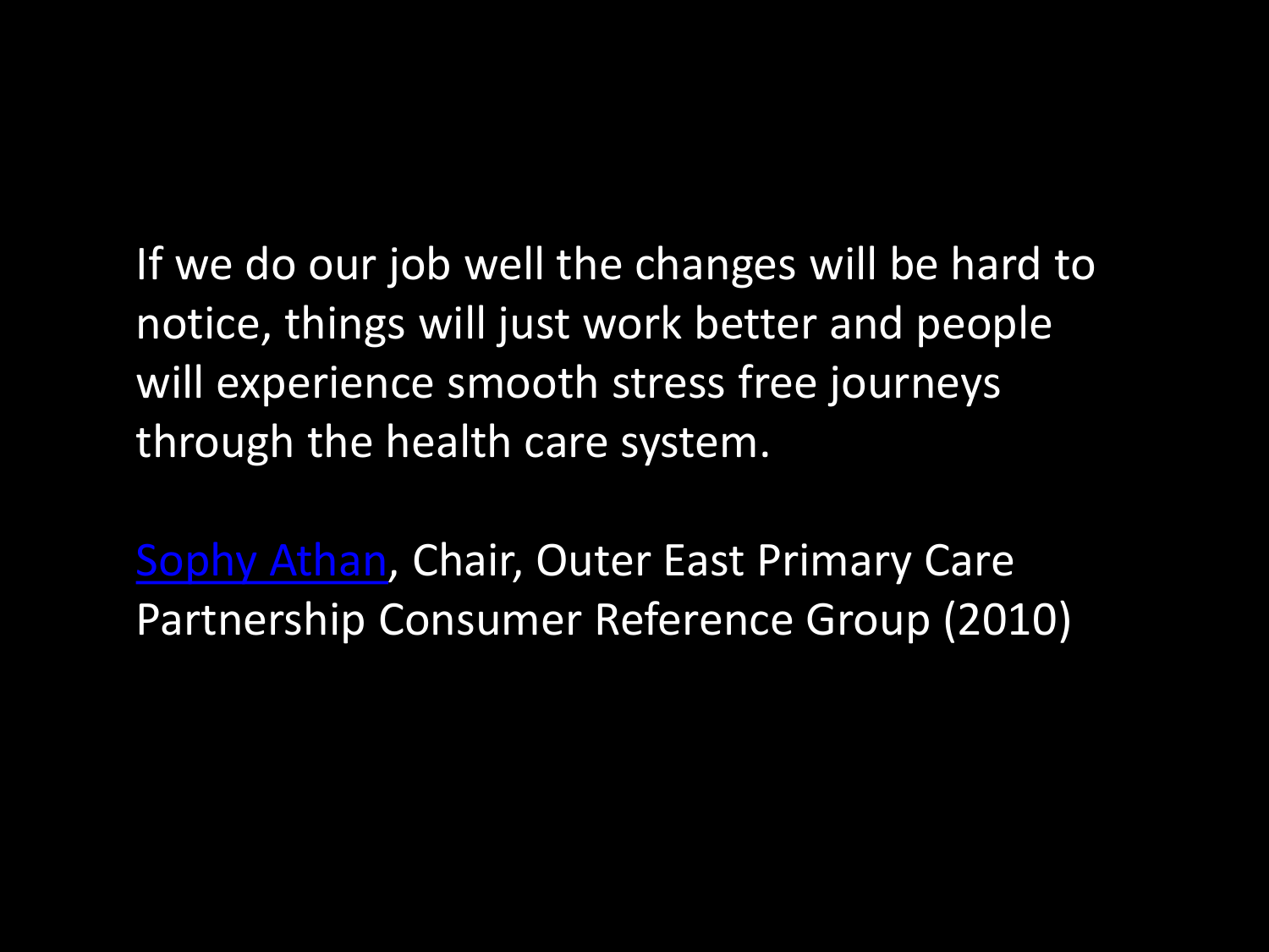If we do our job well the changes will be hard to notice, things will just work better and people will experience smooth stress free journeys through the health care system.

Sophy Athan, Chair, Outer East Primary Care Partnership Consumer Reference Group (2010)